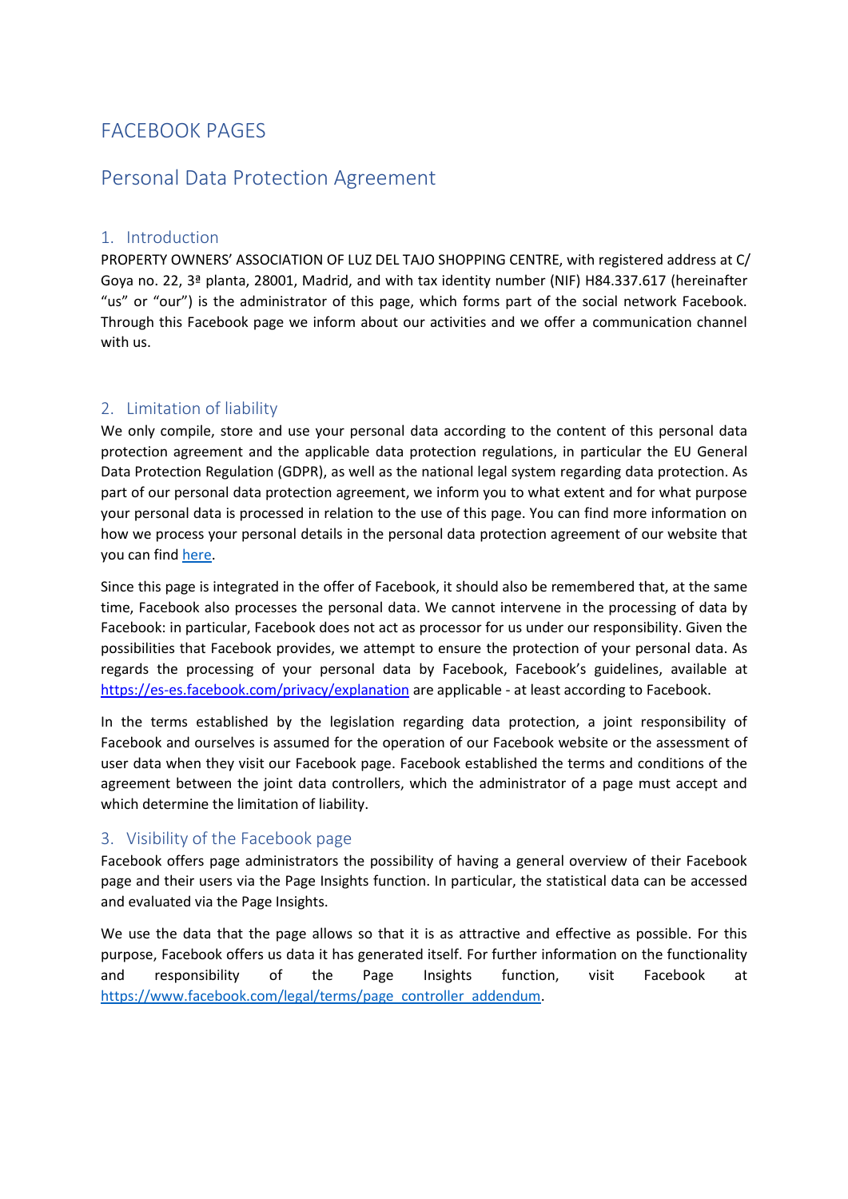# FACEBOOK PAGES

## Personal Data Protection Agreement

### 1. Introduction

PROPERTY OWNERS' ASSOCIATION OF LUZ DEL TAJO SHOPPING CENTRE, with registered address at C/ Goya no. 22, 3ª planta, 28001, Madrid, and with tax identity number (NIF) H84.337.617 (hereinafter "us" or "our") is the administrator of this page, which forms part of the social network Facebook. Through this Facebook page we inform about our activities and we offer a communication channel with us.

### 2. Limitation of liability

We only compile, store and use your personal data according to the content of this personal data protection agreement and the applicable data protection regulations, in particular the EU General Data Protection Regulation (GDPR), as well as the national legal system regarding data protection. As part of our personal data protection agreement, we inform you to what extent and for what purpose your personal data is processed in relation to the use of this page. You can find more information on how we process your personal details in the personal data protection agreement of our website that you can find [here](here).

Since this page is integrated in the offer of Facebook, it should also be remembered that, at the same time, Facebook also processes the personal data. We cannot intervene in the processing of data by Facebook: in particular, Facebook does not act as processor for us under our responsibility. Given the possibilities that Facebook provides, we attempt to ensure the protection of your personal data. As regards the processing of your personal data by Facebook, Facebook's guidelines, available at https://es-es.facebook.com/privacy/explanation are applicable - at least according to Facebook.

In the terms established by the legislation regarding data protection, a joint responsibility of Facebook and ourselves is assumed for the operation of our Facebook website or the assessment of user data when they visit our Facebook page. Facebook established the terms and conditions of the agreement between the joint data controllers, which the administrator of a page must accept and which determine the limitation of liability.

### 3. Visibility of the Facebook page

Facebook offers page administrators the possibility of having a general overview of their Facebook page and their users via the Page Insights function. In particular, the statistical data can be accessed and evaluated via the Page Insights.

We use the data that the page allows so that it is as attractive and effective as possible. For this purpose, Facebook offers us data it has generated itself. For further information on the functionality and responsibility of the Page Insights function, visit Facebook at https://www.facebook.com/legal/terms/page_controller_addendum.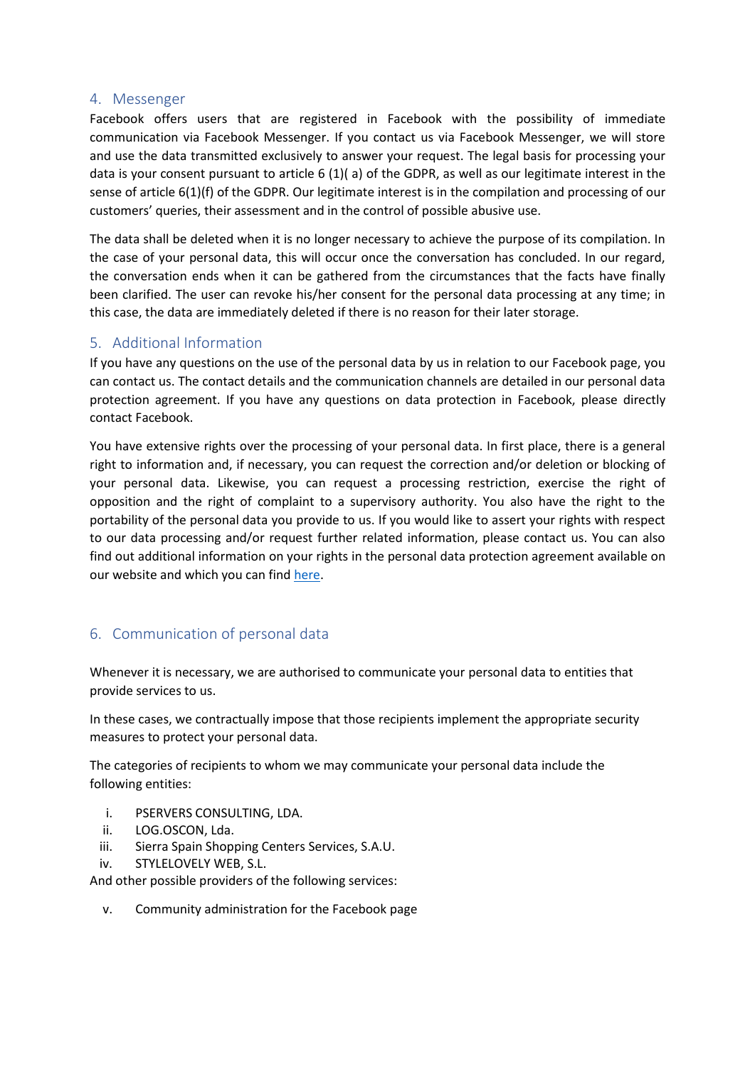## 4. Messenger

Facebook offers users that are registered in Facebook with the possibility of immediate communication via Facebook Messenger. If you contact us via Facebook Messenger, we will store and use the data transmitted exclusively to answer your request. The legal basis for processing your data is your consent pursuant to article 6 (1)( a) of the GDPR, as well as our legitimate interest in the sense of article 6(1)(f) of the GDPR. Our legitimate interest is in the compilation and processing of our customers' queries, their assessment and in the control of possible abusive use.

The data shall be deleted when it is no longer necessary to achieve the purpose of its compilation. In the case of your personal data, this will occur once the conversation has concluded. In our regard, the conversation ends when it can be gathered from the circumstances that the facts have finally been clarified. The user can revoke his/her consent for the personal data processing at any time; in this case, the data are immediately deleted if there is no reason for their later storage.

## 5. Additional Information

If you have any questions on the use of the personal data by us in relation to our Facebook page, you can contact us. The contact details and the communication channels are detailed in our personal data protection agreement. If you have any questions on data protection in Facebook, please directly contact Facebook.

You have extensive rights over the processing of your personal data. In first place, there is a general right to information and, if necessary, you can request the correction and/or deletion or blocking of your personal data. Likewise, you can request a processing restriction, exercise the right of opposition and the right of complaint to a supervisory authority. You also have the right to the portability of the personal data you provide to us. If you would like to assert your rights with respect to our data processing and/or request further related information, please contact us. You can also find out additional information on your rights in the personal data protection agreement available on our website and which you can find here.

## 6. Communication of personal data

Whenever it is necessary, we are authorised to communicate your personal data to entities that provide services to us.

In these cases, we contractually impose that those recipients implement the appropriate security measures to protect your personal data.

The categories of recipients to whom we may communicate your personal data include the following entities:

i. PSERVERS CONSULTING, LDA.
ii. LOG.OSCON, Lda.
iii. Sierra Spain Shopping Centers Services, S.A.U.
iv. STYLELOVELY WEB, S.L.

And other possible providers of the following services:

v. Community administration for the Facebook page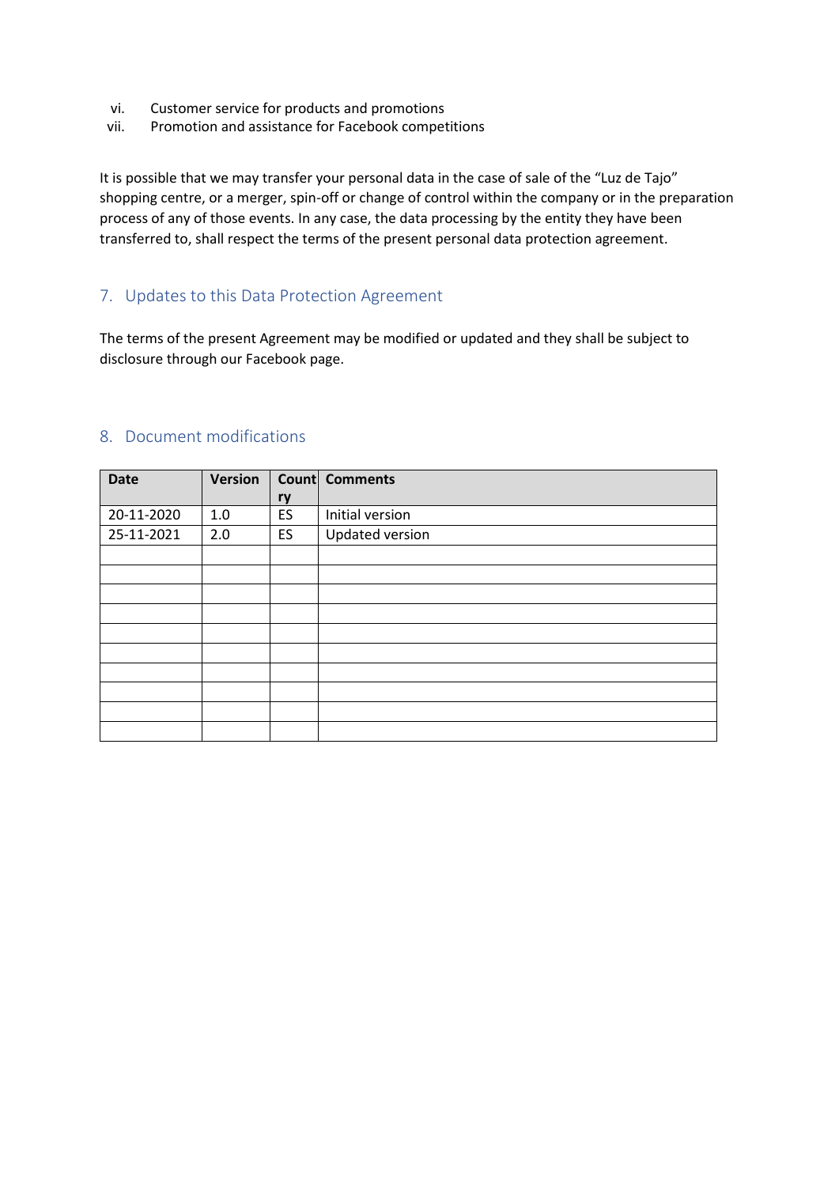vi. Customer service for products and promotions
vii. Promotion and assistance for Facebook competitions

It is possible that we may transfer your personal data in the case of sale of the "Luz de Tajo" shopping centre, or a merger, spin-off or change of control within the company or in the preparation process of any of those events. In any case, the data processing by the entity they have been transferred to, shall respect the terms of the present personal data protection agreement.

## 7. Updates to this Data Protection Agreement

The terms of the present Agreement may be modified or updated and they shall be subject to disclosure through our Facebook page.

## 8. Document modifications

| Date | Version | Country | Comments |
| --- | --- | --- | --- |
| 20-11-2020 | 1.0 | ES | Initial version |
| 25-11-2021 | 2.0 | ES | Updated version |
| | | | |
| | | | |
| | | | |
| | | | |
| | | | |
| | | | |
| | | | |
| | | | |
| | | | |
| | | | |